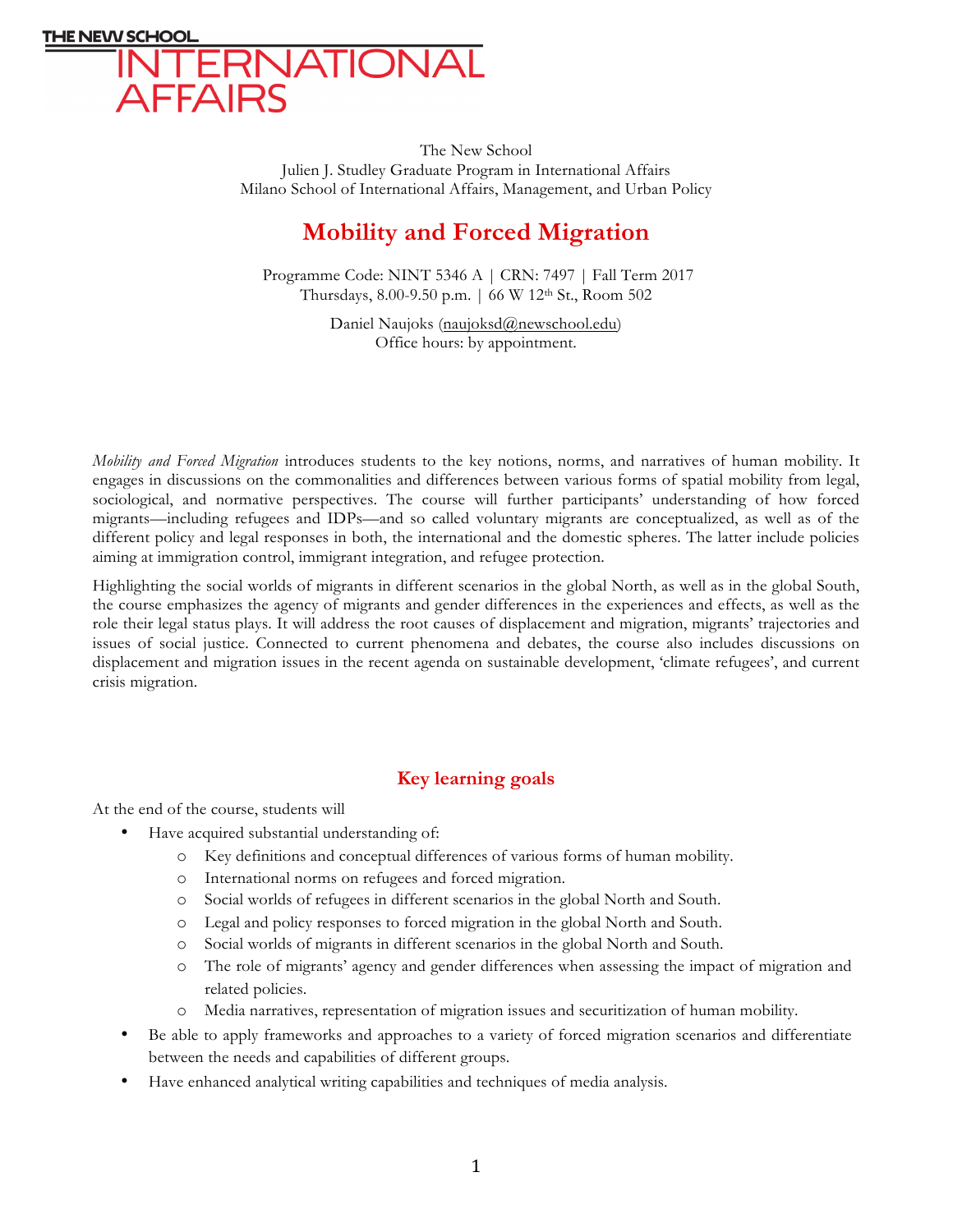THE NEW SCHOOL
INTERNATIONAL AFFAIRS

The New School
Julien J. Studley Graduate Program in International Affairs
Milano School of International Affairs, Management, and Urban Policy

# Mobility and Forced Migration

Programme Code: NINT 5346 A | CRN: 7497 | Fall Term 2017
Thursdays, 8.00-9.50 p.m. | 66 W 12th St., Room 502

Daniel Naujoks (naujoksd@newschool.edu)
Office hours: by appointment.

*Mobility and Forced Migration* introduces students to the key notions, norms, and narratives of human mobility. It engages in discussions on the commonalities and differences between various forms of spatial mobility from legal, sociological, and normative perspectives. The course will further participants' understanding of how forced migrants—including refugees and IDPs—and so called voluntary migrants are conceptualized, as well as of the different policy and legal responses in both, the international and the domestic spheres. The latter include policies aiming at immigration control, immigrant integration, and refugee protection.

Highlighting the social worlds of migrants in different scenarios in the global North, as well as in the global South, the course emphasizes the agency of migrants and gender differences in the experiences and effects, as well as the role their legal status plays. It will address the root causes of displacement and migration, migrants' trajectories and issues of social justice. Connected to current phenomena and debates, the course also includes discussions on displacement and migration issues in the recent agenda on sustainable development, 'climate refugees', and current crisis migration.

## Key learning goals

At the end of the course, students will

- Have acquired substantial understanding of:
  - Key definitions and conceptual differences of various forms of human mobility.
  - International norms on refugees and forced migration.
  - Social worlds of refugees in different scenarios in the global North and South.
  - Legal and policy responses to forced migration in the global North and South.
  - Social worlds of migrants in different scenarios in the global North and South.
  - The role of migrants' agency and gender differences when assessing the impact of migration and related policies.
  - Media narratives, representation of migration issues and securitization of human mobility.
- Be able to apply frameworks and approaches to a variety of forced migration scenarios and differentiate between the needs and capabilities of different groups.
- Have enhanced analytical writing capabilities and techniques of media analysis.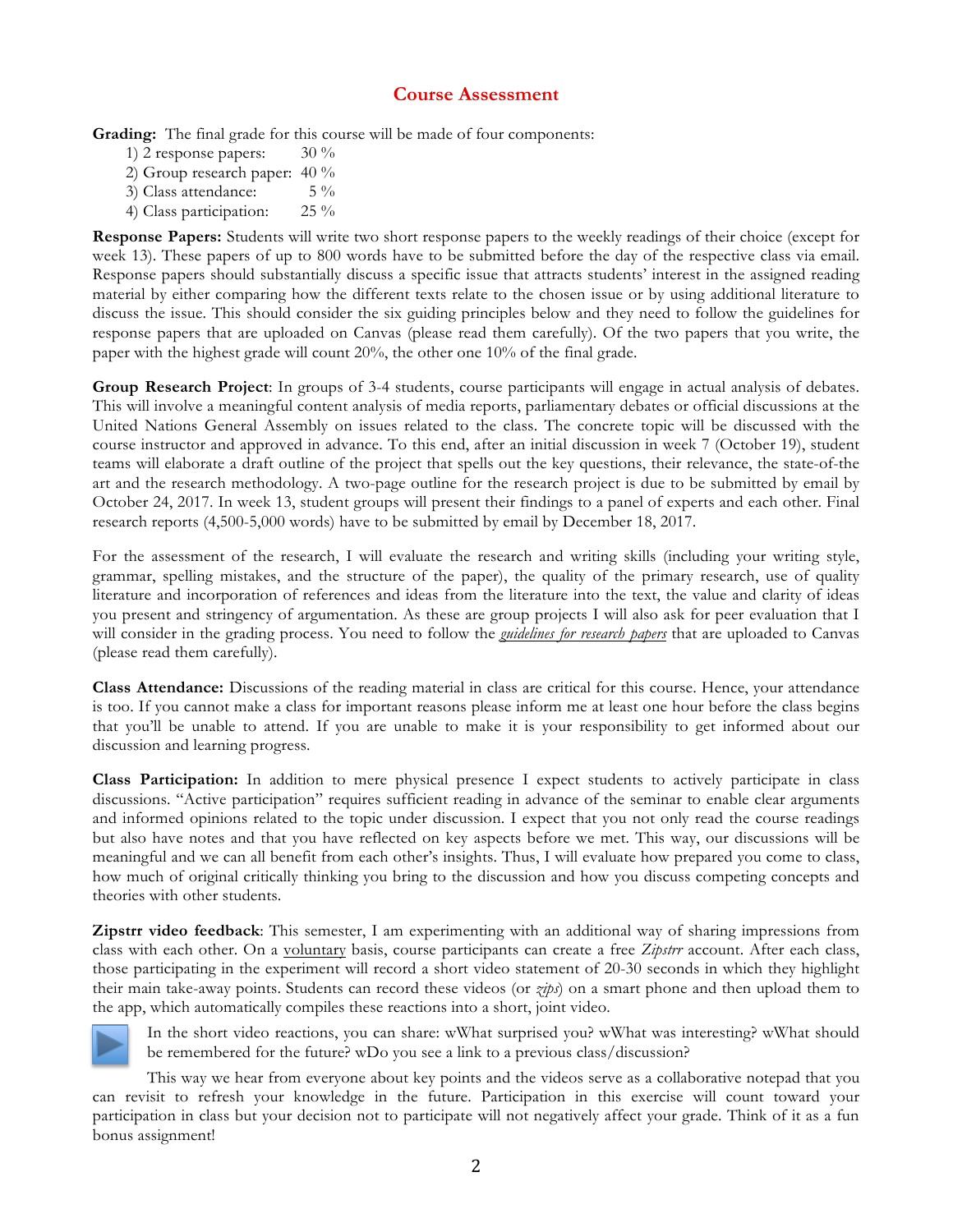# Course Assessment

**Grading:** The final grade for this course will be made of four components:

1) 2 response papers: 30 %
2) Group research paper: 40 %
3) Class attendance: 5 %
4) Class participation: 25 %

**Response Papers:** Students will write two short response papers to the weekly readings of their choice (except for week 13). These papers of up to 800 words have to be submitted before the day of the respective class via email. Response papers should substantially discuss a specific issue that attracts students' interest in the assigned reading material by either comparing how the different texts relate to the chosen issue or by using additional literature to discuss the issue. This should consider the six guiding principles below and they need to follow the guidelines for response papers that are uploaded on Canvas (please read them carefully). Of the two papers that you write, the paper with the highest grade will count 20%, the other one 10% of the final grade.

**Group Research Project**: In groups of 3-4 students, course participants will engage in actual analysis of debates. This will involve a meaningful content analysis of media reports, parliamentary debates or official discussions at the United Nations General Assembly on issues related to the class. The concrete topic will be discussed with the course instructor and approved in advance. To this end, after an initial discussion in week 7 (October 19), student teams will elaborate a draft outline of the project that spells out the key questions, their relevance, the state-of-the art and the research methodology. A two-page outline for the research project is due to be submitted by email by October 24, 2017. In week 13, student groups will present their findings to a panel of experts and each other. Final research reports (4,500-5,000 words) have to be submitted by email by December 18, 2017.

For the assessment of the research, I will evaluate the research and writing skills (including your writing style, grammar, spelling mistakes, and the structure of the paper), the quality of the primary research, use of quality literature and incorporation of references and ideas from the literature into the text, the value and clarity of ideas you present and stringency of argumentation. As these are group projects I will also ask for peer evaluation that I will consider in the grading process. You need to follow the *guidelines for research papers* that are uploaded to Canvas (please read them carefully).

**Class Attendance:** Discussions of the reading material in class are critical for this course. Hence, your attendance is too. If you cannot make a class for important reasons please inform me at least one hour before the class begins that you'll be unable to attend. If you are unable to make it is your responsibility to get informed about our discussion and learning progress.

**Class Participation:** In addition to mere physical presence I expect students to actively participate in class discussions. "Active participation" requires sufficient reading in advance of the seminar to enable clear arguments and informed opinions related to the topic under discussion. I expect that you not only read the course readings but also have notes and that you have reflected on key aspects before we met. This way, our discussions will be meaningful and we can all benefit from each other's insights. Thus, I will evaluate how prepared you come to class, how much of original critically thinking you bring to the discussion and how you discuss competing concepts and theories with other students.

**Zipstrr video feedback**: This semester, I am experimenting with an additional way of sharing impressions from class with each other. On a voluntary basis, course participants can create a free *Zipstrr* account. After each class, those participating in the experiment will record a short video statement of 20-30 seconds in which they highlight their main take-away points. Students can record these videos (or *zips*) on a smart phone and then upload them to the app, which automatically compiles these reactions into a short, joint video.

In the short video reactions, you can share: wWhat surprised you? wWhat was interesting? wWhat should be remembered for the future? wDo you see a link to a previous class/discussion?

This way we hear from everyone about key points and the videos serve as a collaborative notepad that you can revisit to refresh your knowledge in the future. Participation in this exercise will count toward your participation in class but your decision not to participate will not negatively affect your grade. Think of it as a fun bonus assignment!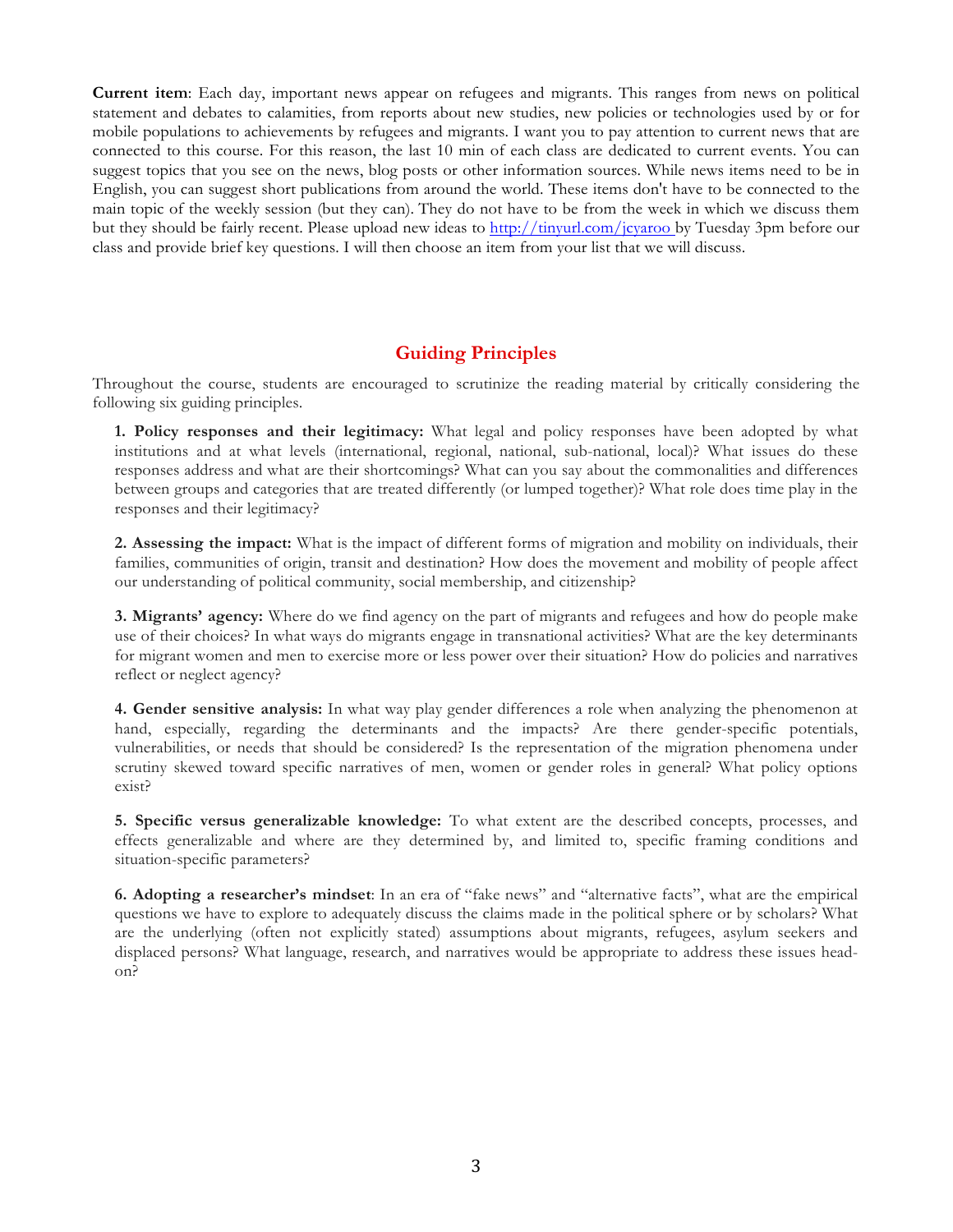**Current item**: Each day, important news appear on refugees and migrants. This ranges from news on political statement and debates to calamities, from reports about new studies, new policies or technologies used by or for mobile populations to achievements by refugees and migrants. I want you to pay attention to current news that are connected to this course. For this reason, the last 10 min of each class are dedicated to current events. You can suggest topics that you see on the news, blog posts or other information sources. While news items need to be in English, you can suggest short publications from around the world. These items don't have to be connected to the main topic of the weekly session (but they can). They do not have to be from the week in which we discuss them but they should be fairly recent. Please upload new ideas to [http://tinyurl.com/jcyaroo](http://tinyurl.com/jcyaroo) by Tuesday 3pm before our class and provide brief key questions. I will then choose an item from your list that we will discuss.

## Guiding Principles

Throughout the course, students are encouraged to scrutinize the reading material by critically considering the following six guiding principles.

**1. Policy responses and their legitimacy:** What legal and policy responses have been adopted by what institutions and at what levels (international, regional, national, sub-national, local)? What issues do these responses address and what are their shortcomings? What can you say about the commonalities and differences between groups and categories that are treated differently (or lumped together)? What role does time play in the responses and their legitimacy?

**2. Assessing the impact:** What is the impact of different forms of migration and mobility on individuals, their families, communities of origin, transit and destination? How does the movement and mobility of people affect our understanding of political community, social membership, and citizenship?

**3. Migrants' agency:** Where do we find agency on the part of migrants and refugees and how do people make use of their choices? In what ways do migrants engage in transnational activities? What are the key determinants for migrant women and men to exercise more or less power over their situation? How do policies and narratives reflect or neglect agency?

**4. Gender sensitive analysis:** In what way play gender differences a role when analyzing the phenomenon at hand, especially, regarding the determinants and the impacts? Are there gender-specific potentials, vulnerabilities, or needs that should be considered? Is the representation of the migration phenomena under scrutiny skewed toward specific narratives of men, women or gender roles in general? What policy options exist?

**5. Specific versus generalizable knowledge:** To what extent are the described concepts, processes, and effects generalizable and where are they determined by, and limited to, specific framing conditions and situation-specific parameters?

**6. Adopting a researcher's mindset**: In an era of "fake news" and "alternative facts", what are the empirical questions we have to explore to adequately discuss the claims made in the political sphere or by scholars? What are the underlying (often not explicitly stated) assumptions about migrants, refugees, asylum seekers and displaced persons? What language, research, and narratives would be appropriate to address these issues head-on?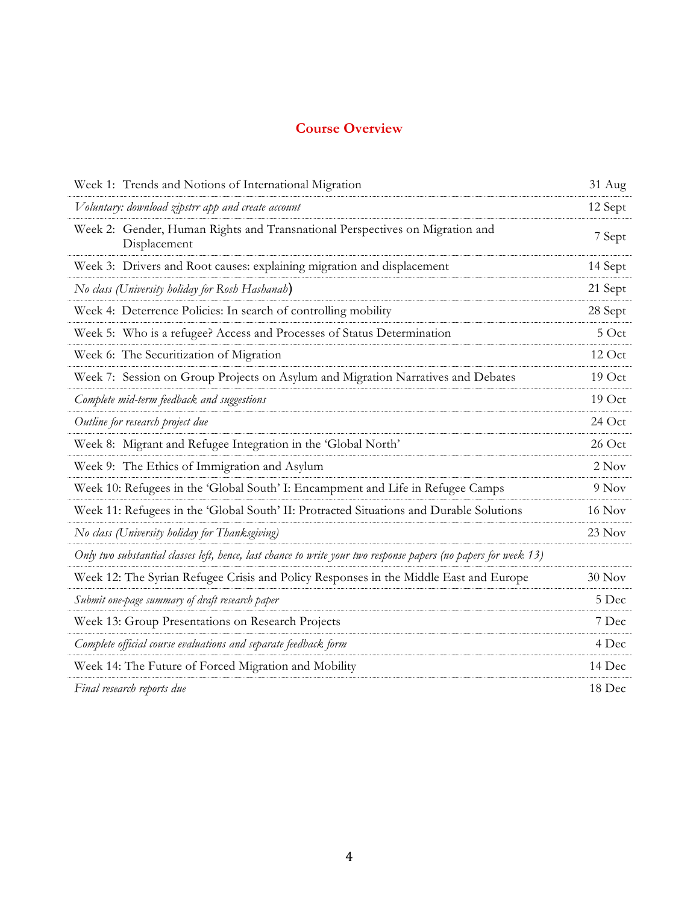## Course Overview

| | |
|---|---|
| Week 1: Trends and Notions of International Migration | 31 Aug |
| *Voluntary: download zipstrr app and create account* | 12 Sept |
| Week 2: Gender, Human Rights and Transnational Perspectives on Migration and Displacement | 7 Sept |
| Week 3: Drivers and Root causes: explaining migration and displacement | 14 Sept |
| *No class (University holiday for Rosh Hashanah)* | 21 Sept |
| Week 4: Deterrence Policies: In search of controlling mobility | 28 Sept |
| Week 5: Who is a refugee? Access and Processes of Status Determination | 5 Oct |
| Week 6: The Securitization of Migration | 12 Oct |
| Week 7: Session on Group Projects on Asylum and Migration Narratives and Debates | 19 Oct |
| *Complete mid-term feedback and suggestions* | 19 Oct |
| *Outline for research project due* | 24 Oct |
| Week 8: Migrant and Refugee Integration in the 'Global North' | 26 Oct |
| Week 9: The Ethics of Immigration and Asylum | 2 Nov |
| Week 10: Refugees in the 'Global South' I: Encampment and Life in Refugee Camps | 9 Nov |
| Week 11: Refugees in the 'Global South' II: Protracted Situations and Durable Solutions | 16 Nov |
| *No class (University holiday for Thanksgiving)* | 23 Nov |
| *Only two substantial classes left, hence, last chance to write your two response papers (no papers for week 13)* | |
| Week 12: The Syrian Refugee Crisis and Policy Responses in the Middle East and Europe | 30 Nov |
| *Submit one-page summary of draft research paper* | 5 Dec |
| Week 13: Group Presentations on Research Projects | 7 Dec |
| *Complete official course evaluations and separate feedback form* | 4 Dec |
| Week 14: The Future of Forced Migration and Mobility | 14 Dec |
| *Final research reports due* | 18 Dec |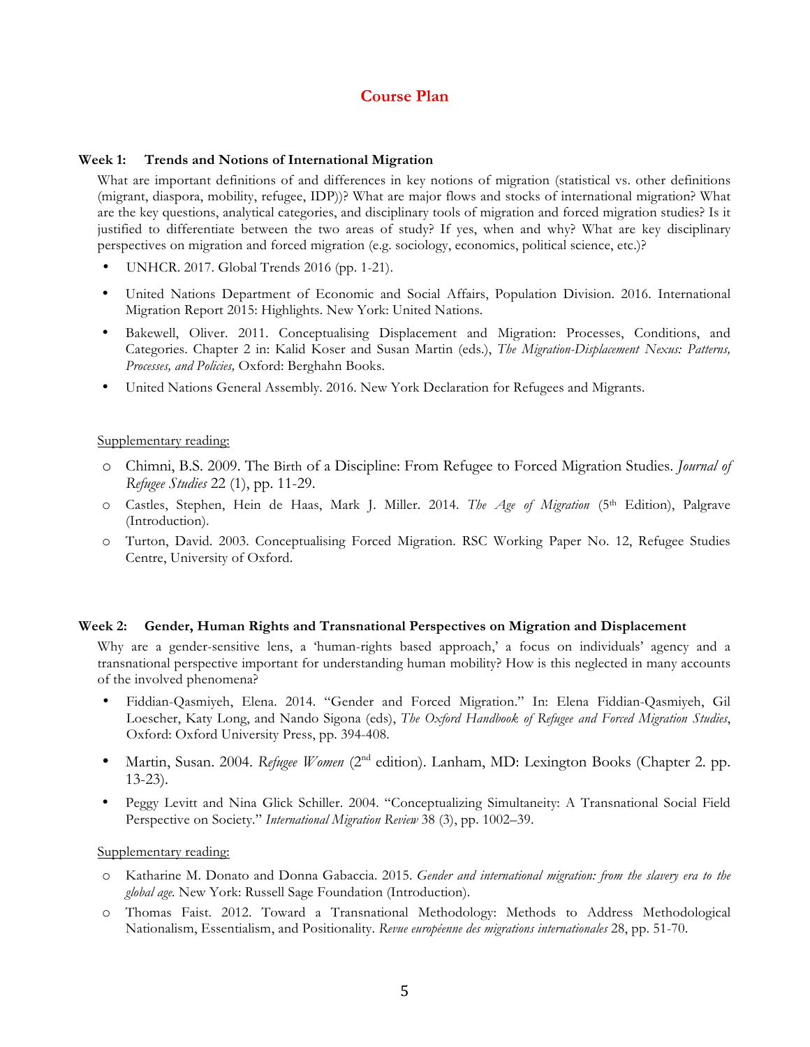# Course Plan

### Week 1: Trends and Notions of International Migration

What are important definitions of and differences in key notions of migration (statistical vs. other definitions (migrant, diaspora, mobility, refugee, IDP))? What are major flows and stocks of international migration? What are the key questions, analytical categories, and disciplinary tools of migration and forced migration studies? Is it justified to differentiate between the two areas of study? If yes, when and why? What are key disciplinary perspectives on migration and forced migration (e.g. sociology, economics, political science, etc.)?

- UNHCR. 2017. Global Trends 2016 (pp. 1-21).
- United Nations Department of Economic and Social Affairs, Population Division. 2016. International Migration Report 2015: Highlights. New York: United Nations.
- Bakewell, Oliver. 2011. Conceptualising Displacement and Migration: Processes, Conditions, and Categories. Chapter 2 in: Kalid Koser and Susan Martin (eds.), *The Migration-Displacement Nexus: Patterns, Processes, and Policies,* Oxford: Berghahn Books.
- United Nations General Assembly. 2016. New York Declaration for Refugees and Migrants.

Supplementary reading:

- Chimni, B.S. 2009. The Birth of a Discipline: From Refugee to Forced Migration Studies. *Journal of Refugee Studies* 22 (1), pp. 11-29.
- Castles, Stephen, Hein de Haas, Mark J. Miller. 2014. *The Age of Migration* (5th Edition), Palgrave (Introduction).
- Turton, David. 2003. Conceptualising Forced Migration. RSC Working Paper No. 12, Refugee Studies Centre, University of Oxford.

### Week 2: Gender, Human Rights and Transnational Perspectives on Migration and Displacement

Why are a gender-sensitive lens, a 'human-rights based approach,' a focus on individuals' agency and a transnational perspective important for understanding human mobility? How is this neglected in many accounts of the involved phenomena?

- Fiddian-Qasmiyeh, Elena. 2014. "Gender and Forced Migration." In: Elena Fiddian-Qasmiyeh, Gil Loescher, Katy Long, and Nando Sigona (eds), *The Oxford Handbook of Refugee and Forced Migration Studies*, Oxford: Oxford University Press, pp. 394-408.
- Martin, Susan. 2004. *Refugee Women* (2nd edition). Lanham, MD: Lexington Books (Chapter 2. pp. 13-23).
- Peggy Levitt and Nina Glick Schiller. 2004. "Conceptualizing Simultaneity: A Transnational Social Field Perspective on Society." *International Migration Review* 38 (3), pp. 1002–39.

Supplementary reading:

- Katharine M. Donato and Donna Gabaccia. 2015. *Gender and international migration: from the slavery era to the global age.* New York: Russell Sage Foundation (Introduction).
- Thomas Faist. 2012. Toward a Transnational Methodology: Methods to Address Methodological Nationalism, Essentialism, and Positionality. *Revue européenne des migrations internationales* 28, pp. 51-70.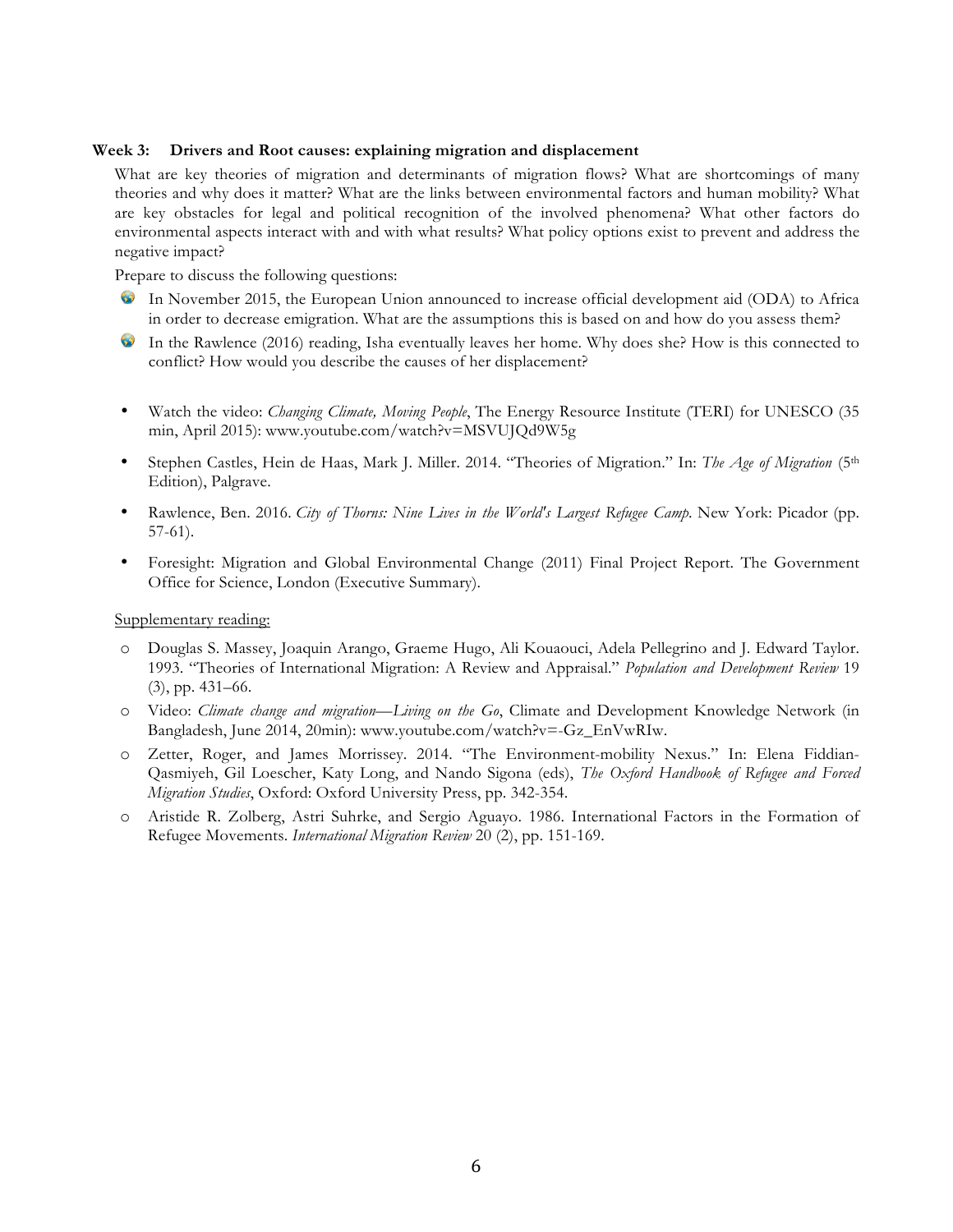**Week 3: Drivers and Root causes: explaining migration and displacement**

What are key theories of migration and determinants of migration flows? What are shortcomings of many theories and why does it matter? What are the links between environmental factors and human mobility? What are key obstacles for legal and political recognition of the involved phenomena? What other factors do environmental aspects interact with and with what results? What policy options exist to prevent and address the negative impact?

Prepare to discuss the following questions:

- In November 2015, the European Union announced to increase official development aid (ODA) to Africa in order to decrease emigration. What are the assumptions this is based on and how do you assess them?
- In the Rawlence (2016) reading, Isha eventually leaves her home. Why does she? How is this connected to conflict? How would you describe the causes of her displacement?

- Watch the video: *Changing Climate, Moving People*, The Energy Resource Institute (TERI) for UNESCO (35 min, April 2015): www.youtube.com/watch?v=MSVUJQd9W5g
- Stephen Castles, Hein de Haas, Mark J. Miller. 2014. "Theories of Migration." In: *The Age of Migration* (5th Edition), Palgrave.
- Rawlence, Ben. 2016. *City of Thorns: Nine Lives in the World's Largest Refugee Camp*. New York: Picador (pp. 57-61).
- Foresight: Migration and Global Environmental Change (2011) Final Project Report. The Government Office for Science, London (Executive Summary).

Supplementary reading:

- Douglas S. Massey, Joaquin Arango, Graeme Hugo, Ali Kouaouci, Adela Pellegrino and J. Edward Taylor. 1993. "Theories of International Migration: A Review and Appraisal." *Population and Development Review* 19 (3), pp. 431–66.
- Video: *Climate change and migration—Living on the Go*, Climate and Development Knowledge Network (in Bangladesh, June 2014, 20min): www.youtube.com/watch?v=-Gz_EnVwRIw.
- Zetter, Roger, and James Morrissey. 2014. "The Environment-mobility Nexus." In: Elena Fiddian-Qasmiyeh, Gil Loescher, Katy Long, and Nando Sigona (eds), *The Oxford Handbook of Refugee and Forced Migration Studies*, Oxford: Oxford University Press, pp. 342-354.
- Aristide R. Zolberg, Astri Suhrke, and Sergio Aguayo. 1986. International Factors in the Formation of Refugee Movements. *International Migration Review* 20 (2), pp. 151-169.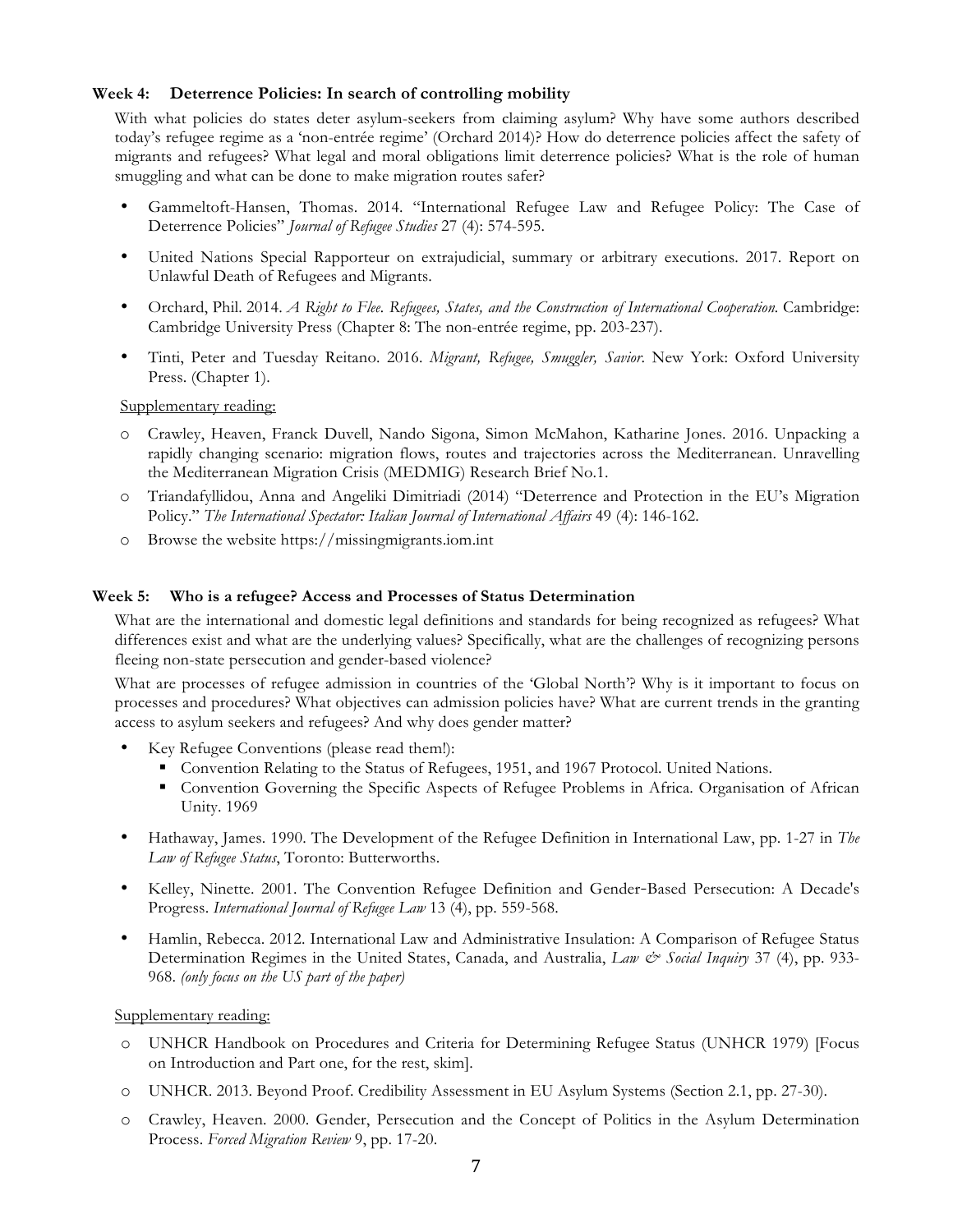### Week 4: Deterrence Policies: In search of controlling mobility

With what policies do states deter asylum-seekers from claiming asylum? Why have some authors described today's refugee regime as a 'non-entrée regime' (Orchard 2014)? How do deterrence policies affect the safety of migrants and refugees? What legal and moral obligations limit deterrence policies? What is the role of human smuggling and what can be done to make migration routes safer?

- Gammeltoft-Hansen, Thomas. 2014. "International Refugee Law and Refugee Policy: The Case of Deterrence Policies" *Journal of Refugee Studies* 27 (4): 574-595.
- United Nations Special Rapporteur on extrajudicial, summary or arbitrary executions. 2017. Report on Unlawful Death of Refugees and Migrants.
- Orchard, Phil. 2014. *A Right to Flee. Refugees, States, and the Construction of International Cooperation.* Cambridge: Cambridge University Press (Chapter 8: The non-entrée regime, pp. 203-237).
- Tinti, Peter and Tuesday Reitano. 2016. *Migrant, Refugee, Smuggler, Savior.* New York: Oxford University Press. (Chapter 1).

Supplementary reading:

- Crawley, Heaven, Franck Duvell, Nando Sigona, Simon McMahon, Katharine Jones. 2016. Unpacking a rapidly changing scenario: migration flows, routes and trajectories across the Mediterranean. Unravelling the Mediterranean Migration Crisis (MEDMIG) Research Brief No.1.
- Triandafyllidou, Anna and Angeliki Dimitriadi (2014) "Deterrence and Protection in the EU's Migration Policy." *The International Spectator: Italian Journal of International Affairs* 49 (4): 146-162.
- Browse the website https://missingmigrants.iom.int

### Week 5: Who is a refugee? Access and Processes of Status Determination

What are the international and domestic legal definitions and standards for being recognized as refugees? What differences exist and what are the underlying values? Specifically, what are the challenges of recognizing persons fleeing non-state persecution and gender-based violence?

What are processes of refugee admission in countries of the 'Global North'? Why is it important to focus on processes and procedures? What objectives can admission policies have? What are current trends in the granting access to asylum seekers and refugees? And why does gender matter?

- Key Refugee Conventions (please read them!):
  - Convention Relating to the Status of Refugees, 1951, and 1967 Protocol. United Nations.
  - Convention Governing the Specific Aspects of Refugee Problems in Africa. Organisation of African Unity. 1969
- Hathaway, James. 1990. The Development of the Refugee Definition in International Law, pp. 1-27 in *The Law of Refugee Status*, Toronto: Butterworths.
- Kelley, Ninette. 2001. The Convention Refugee Definition and Gender-Based Persecution: A Decade's Progress. *International Journal of Refugee Law* 13 (4), pp. 559-568.
- Hamlin, Rebecca. 2012. International Law and Administrative Insulation: A Comparison of Refugee Status Determination Regimes in the United States, Canada, and Australia, *Law & Social Inquiry* 37 (4), pp. 933-968. *(only focus on the US part of the paper)*

Supplementary reading:

- UNHCR Handbook on Procedures and Criteria for Determining Refugee Status (UNHCR 1979) [Focus on Introduction and Part one, for the rest, skim].
- UNHCR. 2013. Beyond Proof. Credibility Assessment in EU Asylum Systems (Section 2.1, pp. 27-30).
- Crawley, Heaven. 2000. Gender, Persecution and the Concept of Politics in the Asylum Determination Process. *Forced Migration Review* 9, pp. 17-20.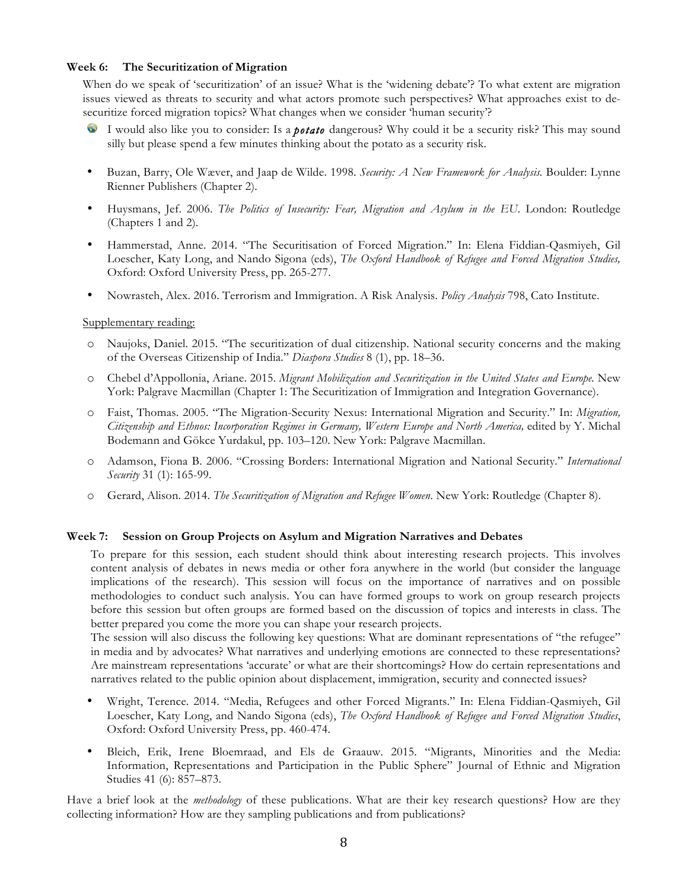**Week 6: The Securitization of Migration**

When do we speak of 'securitization' of an issue? What is the 'widening debate'? To what extent are migration issues viewed as threats to security and what actors promote such perspectives? What approaches exist to de-securitize forced migration topics? What changes when we consider 'human security'?

- I would also like you to consider: Is a ***potato*** dangerous? Why could it be a security risk? This may sound silly but please spend a few minutes thinking about the potato as a security risk.

- Buzan, Barry, Ole Wæver, and Jaap de Wilde. 1998. *Security: A New Framework for Analysis.* Boulder: Lynne Rienner Publishers (Chapter 2).
- Huysmans, Jef. 2006. *The Politics of Insecurity: Fear, Migration and Asylum in the EU*. London: Routledge (Chapters 1 and 2).
- Hammerstad, Anne. 2014. "The Securitisation of Forced Migration." In: Elena Fiddian-Qasmiyeh, Gil Loescher, Katy Long, and Nando Sigona (eds), *The Oxford Handbook of Refugee and Forced Migration Studies,* Oxford: Oxford University Press, pp. 265-277.
- Nowrasteh, Alex. 2016. Terrorism and Immigration. A Risk Analysis. *Policy Analysis* 798, Cato Institute.

Supplementary reading:

- Naujoks, Daniel. 2015. "The securitization of dual citizenship. National security concerns and the making of the Overseas Citizenship of India." *Diaspora Studies* 8 (1), pp. 18–36.
- Chebel d'Appollonia, Ariane. 2015. *Migrant Mobilization and Securitization in the United States and Europe.* New York: Palgrave Macmillan (Chapter 1: The Securitization of Immigration and Integration Governance).
- Faist, Thomas. 2005. "The Migration-Security Nexus: International Migration and Security." In: *Migration, Citizenship and Ethnos: Incorporation Regimes in Germany, Western Europe and North America,* edited by Y. Michal Bodemann and Gökce Yurdakul, pp. 103–120. New York: Palgrave Macmillan.
- Adamson, Fiona B. 2006. "Crossing Borders: International Migration and National Security." *International Security* 31 (1): 165-99.
- Gerard, Alison. 2014. *The Securitization of Migration and Refugee Women*. New York: Routledge (Chapter 8).

**Week 7: Session on Group Projects on Asylum and Migration Narratives and Debates**

To prepare for this session, each student should think about interesting research projects. This involves content analysis of debates in news media or other fora anywhere in the world (but consider the language implications of the research). This session will focus on the importance of narratives and on possible methodologies to conduct such analysis. You can have formed groups to work on group research projects before this session but often groups are formed based on the discussion of topics and interests in class. The better prepared you come the more you can shape your research projects.

The session will also discuss the following key questions: What are dominant representations of "the refugee" in media and by advocates? What narratives and underlying emotions are connected to these representations? Are mainstream representations 'accurate' or what are their shortcomings? How do certain representations and narratives related to the public opinion about displacement, immigration, security and connected issues?

- Wright, Terence. 2014. "Media, Refugees and other Forced Migrants." In: Elena Fiddian-Qasmiyeh, Gil Loescher, Katy Long, and Nando Sigona (eds), *The Oxford Handbook of Refugee and Forced Migration Studies*, Oxford: Oxford University Press, pp. 460-474.
- Bleich, Erik, Irene Bloemraad, and Els de Graauw. 2015. "Migrants, Minorities and the Media: Information, Representations and Participation in the Public Sphere" Journal of Ethnic and Migration Studies 41 (6): 857–873.

Have a brief look at the *methodology* of these publications. What are their key research questions? How are they collecting information? How are they sampling publications and from publications?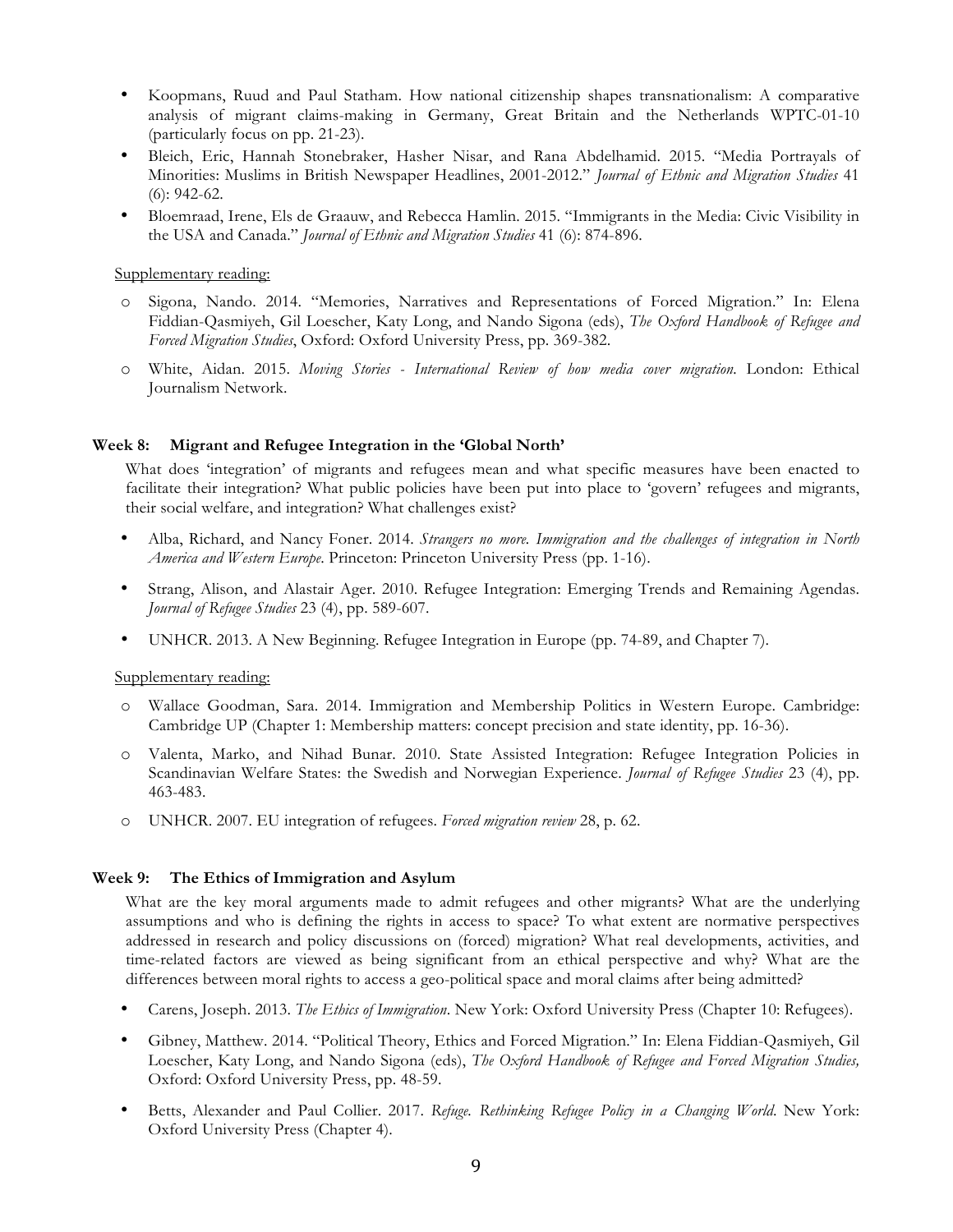- Koopmans, Ruud and Paul Statham. How national citizenship shapes transnationalism: A comparative analysis of migrant claims-making in Germany, Great Britain and the Netherlands WPTC-01-10 (particularly focus on pp. 21-23).
- Bleich, Eric, Hannah Stonebraker, Hasher Nisar, and Rana Abdelhamid. 2015. "Media Portrayals of Minorities: Muslims in British Newspaper Headlines, 2001-2012." *Journal of Ethnic and Migration Studies* 41 (6): 942-62.
- Bloemraad, Irene, Els de Graauw, and Rebecca Hamlin. 2015. "Immigrants in the Media: Civic Visibility in the USA and Canada." *Journal of Ethnic and Migration Studies* 41 (6): 874-896.

Supplementary reading:

- Sigona, Nando. 2014. "Memories, Narratives and Representations of Forced Migration." In: Elena Fiddian-Qasmiyeh, Gil Loescher, Katy Long, and Nando Sigona (eds), *The Oxford Handbook of Refugee and Forced Migration Studies*, Oxford: Oxford University Press, pp. 369-382.
- White, Aidan. 2015. *Moving Stories - International Review of how media cover migration*. London: Ethical Journalism Network.

**Week 8: Migrant and Refugee Integration in the 'Global North'**

What does 'integration' of migrants and refugees mean and what specific measures have been enacted to facilitate their integration? What public policies have been put into place to 'govern' refugees and migrants, their social welfare, and integration? What challenges exist?

- Alba, Richard, and Nancy Foner. 2014. *Strangers no more. Immigration and the challenges of integration in North America and Western Europe*. Princeton: Princeton University Press (pp. 1-16).
- Strang, Alison, and Alastair Ager. 2010. Refugee Integration: Emerging Trends and Remaining Agendas. *Journal of Refugee Studies* 23 (4), pp. 589-607.
- UNHCR. 2013. A New Beginning. Refugee Integration in Europe (pp. 74-89, and Chapter 7).

Supplementary reading:

- Wallace Goodman, Sara. 2014. Immigration and Membership Politics in Western Europe. Cambridge: Cambridge UP (Chapter 1: Membership matters: concept precision and state identity, pp. 16-36).
- Valenta, Marko, and Nihad Bunar. 2010. State Assisted Integration: Refugee Integration Policies in Scandinavian Welfare States: the Swedish and Norwegian Experience. *Journal of Refugee Studies* 23 (4), pp. 463-483.
- UNHCR. 2007. EU integration of refugees. *Forced migration review* 28, p. 62.

**Week 9: The Ethics of Immigration and Asylum**

What are the key moral arguments made to admit refugees and other migrants? What are the underlying assumptions and who is defining the rights in access to space? To what extent are normative perspectives addressed in research and policy discussions on (forced) migration? What real developments, activities, and time-related factors are viewed as being significant from an ethical perspective and why? What are the differences between moral rights to access a geo-political space and moral claims after being admitted?

- Carens, Joseph. 2013. *The Ethics of Immigration*. New York: Oxford University Press (Chapter 10: Refugees).
- Gibney, Matthew. 2014. "Political Theory, Ethics and Forced Migration." In: Elena Fiddian-Qasmiyeh, Gil Loescher, Katy Long, and Nando Sigona (eds), *The Oxford Handbook of Refugee and Forced Migration Studies,* Oxford: Oxford University Press, pp. 48-59.
- Betts, Alexander and Paul Collier. 2017. *Refuge. Rethinking Refugee Policy in a Changing World*. New York: Oxford University Press (Chapter 4).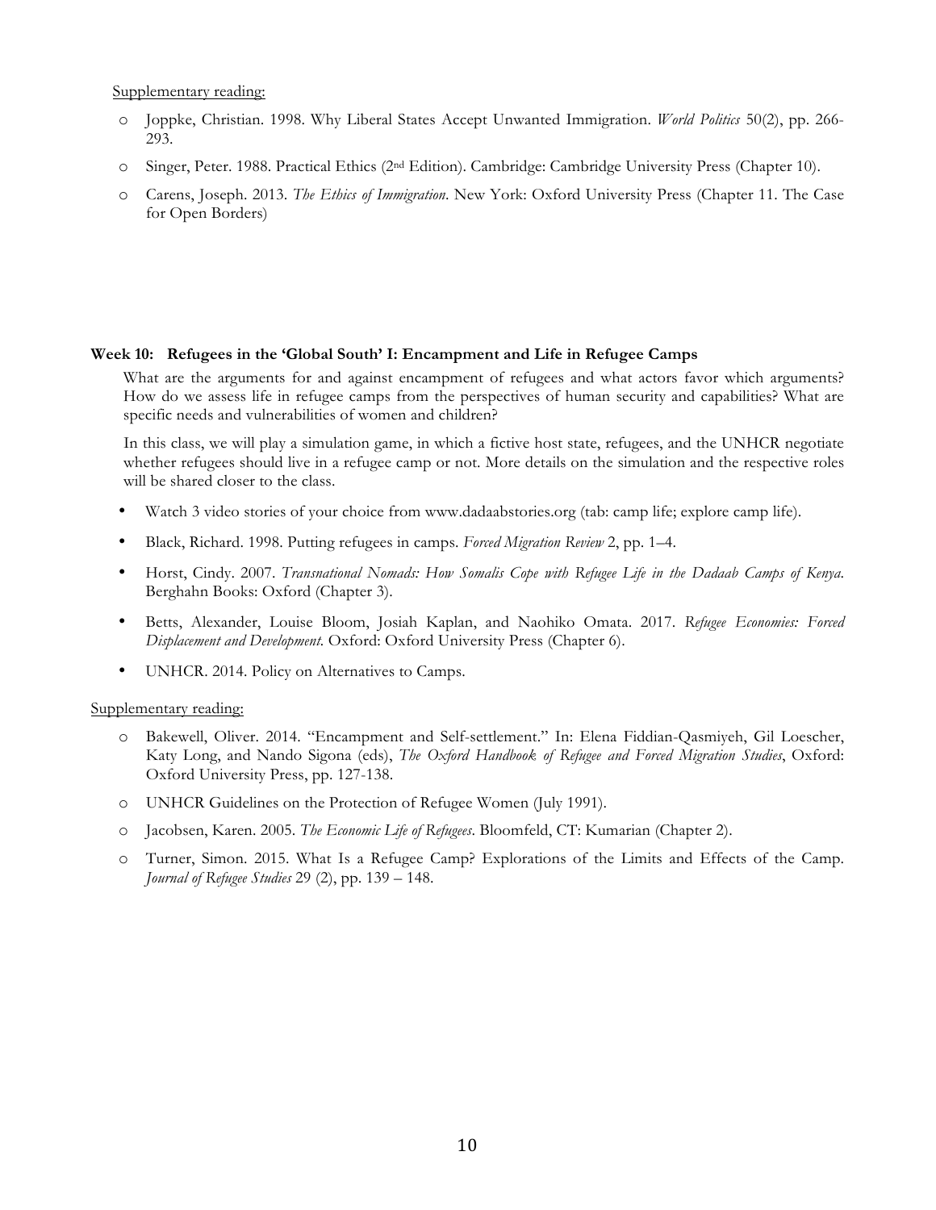Supplementary reading:

- Joppke, Christian. 1998. Why Liberal States Accept Unwanted Immigration. *World Politics* 50(2), pp. 266-293.
- Singer, Peter. 1988. Practical Ethics (2nd Edition). Cambridge: Cambridge University Press (Chapter 10).
- Carens, Joseph. 2013. *The Ethics of Immigration*. New York: Oxford University Press (Chapter 11. The Case for Open Borders)

### Week 10: Refugees in the 'Global South' I: Encampment and Life in Refugee Camps

What are the arguments for and against encampment of refugees and what actors favor which arguments? How do we assess life in refugee camps from the perspectives of human security and capabilities? What are specific needs and vulnerabilities of women and children?

In this class, we will play a simulation game, in which a fictive host state, refugees, and the UNHCR negotiate whether refugees should live in a refugee camp or not. More details on the simulation and the respective roles will be shared closer to the class.

- Watch 3 video stories of your choice from www.dadaabstories.org (tab: camp life; explore camp life).
- Black, Richard. 1998. Putting refugees in camps. *Forced Migration Review* 2, pp. 1–4.
- Horst, Cindy. 2007. *Transnational Nomads: How Somalis Cope with Refugee Life in the Dadaab Camps of Kenya*. Berghahn Books: Oxford (Chapter 3).
- Betts, Alexander, Louise Bloom, Josiah Kaplan, and Naohiko Omata. 2017. *Refugee Economies: Forced Displacement and Development*. Oxford: Oxford University Press (Chapter 6).
- UNHCR. 2014. Policy on Alternatives to Camps.

Supplementary reading:

- Bakewell, Oliver. 2014. "Encampment and Self-settlement." In: Elena Fiddian-Qasmiyeh, Gil Loescher, Katy Long, and Nando Sigona (eds), *The Oxford Handbook of Refugee and Forced Migration Studies*, Oxford: Oxford University Press, pp. 127-138.
- UNHCR Guidelines on the Protection of Refugee Women (July 1991).
- Jacobsen, Karen. 2005. *The Economic Life of Refugees*. Bloomfeld, CT: Kumarian (Chapter 2).
- Turner, Simon. 2015. What Is a Refugee Camp? Explorations of the Limits and Effects of the Camp. *Journal of Refugee Studies* 29 (2), pp. 139 – 148.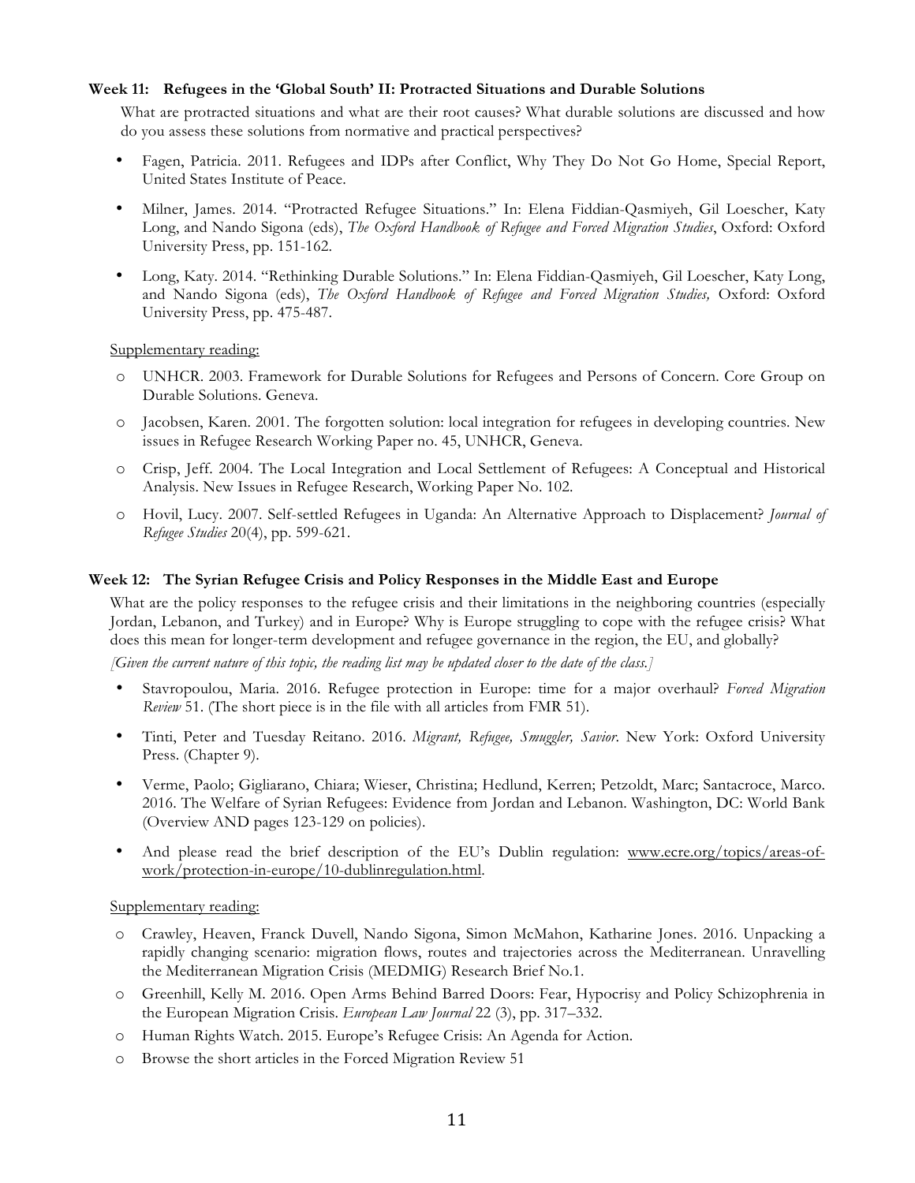**Week 11: Refugees in the 'Global South' II: Protracted Situations and Durable Solutions**

What are protracted situations and what are their root causes? What durable solutions are discussed and how do you assess these solutions from normative and practical perspectives?

- Fagen, Patricia. 2011. Refugees and IDPs after Conflict, Why They Do Not Go Home, Special Report, United States Institute of Peace.
- Milner, James. 2014. "Protracted Refugee Situations." In: Elena Fiddian-Qasmiyeh, Gil Loescher, Katy Long, and Nando Sigona (eds), *The Oxford Handbook of Refugee and Forced Migration Studies*, Oxford: Oxford University Press, pp. 151-162.
- Long, Katy. 2014. "Rethinking Durable Solutions." In: Elena Fiddian-Qasmiyeh, Gil Loescher, Katy Long, and Nando Sigona (eds), *The Oxford Handbook of Refugee and Forced Migration Studies,* Oxford: Oxford University Press, pp. 475-487.

Supplementary reading:

- UNHCR. 2003. Framework for Durable Solutions for Refugees and Persons of Concern. Core Group on Durable Solutions. Geneva.
- Jacobsen, Karen. 2001. The forgotten solution: local integration for refugees in developing countries. New issues in Refugee Research Working Paper no. 45, UNHCR, Geneva.
- Crisp, Jeff. 2004. The Local Integration and Local Settlement of Refugees: A Conceptual and Historical Analysis. New Issues in Refugee Research, Working Paper No. 102.
- Hovil, Lucy. 2007. Self-settled Refugees in Uganda: An Alternative Approach to Displacement? *Journal of Refugee Studies* 20(4), pp. 599-621.

**Week 12: The Syrian Refugee Crisis and Policy Responses in the Middle East and Europe**

What are the policy responses to the refugee crisis and their limitations in the neighboring countries (especially Jordan, Lebanon, and Turkey) and in Europe? Why is Europe struggling to cope with the refugee crisis? What does this mean for longer-term development and refugee governance in the region, the EU, and globally?

*[Given the current nature of this topic, the reading list may be updated closer to the date of the class.]*

- Stavropoulou, Maria. 2016. Refugee protection in Europe: time for a major overhaul? *Forced Migration Review* 51. (The short piece is in the file with all articles from FMR 51).
- Tinti, Peter and Tuesday Reitano. 2016. *Migrant, Refugee, Smuggler, Savior*. New York: Oxford University Press. (Chapter 9).
- Verme, Paolo; Gigliarano, Chiara; Wieser, Christina; Hedlund, Kerren; Petzoldt, Marc; Santacroce, Marco. 2016. The Welfare of Syrian Refugees: Evidence from Jordan and Lebanon. Washington, DC: World Bank (Overview AND pages 123-129 on policies).
- And please read the brief description of the EU's Dublin regulation: www.ecre.org/topics/areas-of-work/protection-in-europe/10-dublinregulation.html.

Supplementary reading:

- Crawley, Heaven, Franck Duvell, Nando Sigona, Simon McMahon, Katharine Jones. 2016. Unpacking a rapidly changing scenario: migration flows, routes and trajectories across the Mediterranean. Unravelling the Mediterranean Migration Crisis (MEDMIG) Research Brief No.1.
- Greenhill, Kelly M. 2016. Open Arms Behind Barred Doors: Fear, Hypocrisy and Policy Schizophrenia in the European Migration Crisis. *European Law Journal* 22 (3), pp. 317–332.
- Human Rights Watch. 2015. Europe's Refugee Crisis: An Agenda for Action.
- Browse the short articles in the Forced Migration Review 51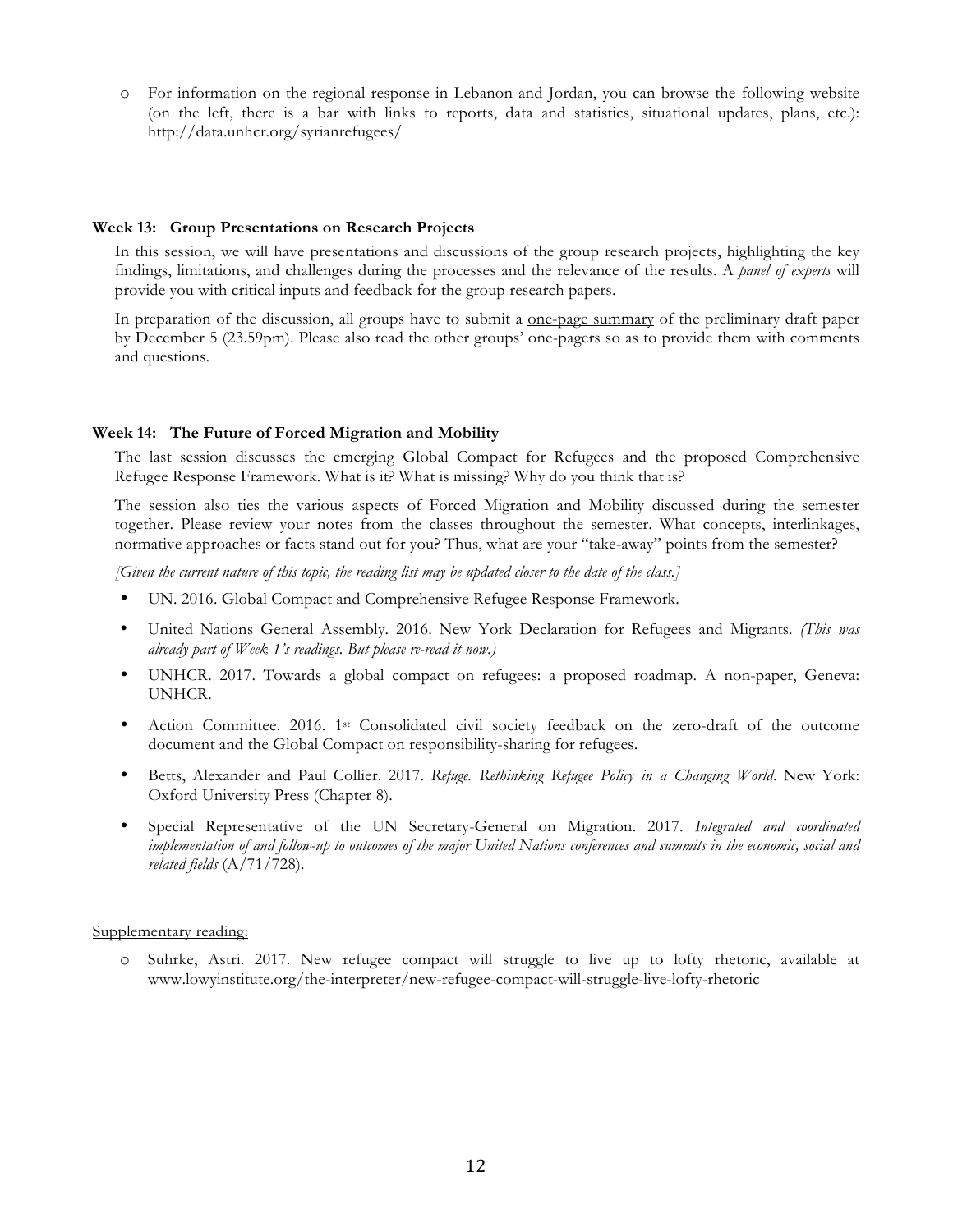- For information on the regional response in Lebanon and Jordan, you can browse the following website (on the left, there is a bar with links to reports, data and statistics, situational updates, plans, etc.): http://data.unhcr.org/syrianrefugees/

#### Week 13: Group Presentations on Research Projects

In this session, we will have presentations and discussions of the group research projects, highlighting the key findings, limitations, and challenges during the processes and the relevance of the results. A *panel of experts* will provide you with critical inputs and feedback for the group research papers.

In preparation of the discussion, all groups have to submit a <u>one-page summary</u> of the preliminary draft paper by December 5 (23.59pm). Please also read the other groups' one-pagers so as to provide them with comments and questions.

#### Week 14: The Future of Forced Migration and Mobility

The last session discusses the emerging Global Compact for Refugees and the proposed Comprehensive Refugee Response Framework. What is it? What is missing? Why do you think that is?

The session also ties the various aspects of Forced Migration and Mobility discussed during the semester together. Please review your notes from the classes throughout the semester. What concepts, interlinkages, normative approaches or facts stand out for you? Thus, what are your "take-away" points from the semester?

*[Given the current nature of this topic, the reading list may be updated closer to the date of the class.]*

- UN. 2016. Global Compact and Comprehensive Refugee Response Framework.
- United Nations General Assembly. 2016. New York Declaration for Refugees and Migrants. *(This was already part of Week 1's readings. But please re-read it now.)*
- UNHCR. 2017. Towards a global compact on refugees: a proposed roadmap. A non-paper, Geneva: UNHCR.
- Action Committee. 2016. 1st Consolidated civil society feedback on the zero-draft of the outcome document and the Global Compact on responsibility-sharing for refugees.
- Betts, Alexander and Paul Collier. 2017. *Refuge. Rethinking Refugee Policy in a Changing World*. New York: Oxford University Press (Chapter 8).
- Special Representative of the UN Secretary-General on Migration. 2017. *Integrated and coordinated implementation of and follow-up to outcomes of the major United Nations conferences and summits in the economic, social and related fields* (A/71/728).

<u>Supplementary reading:</u>

- Suhrke, Astri. 2017. New refugee compact will struggle to live up to lofty rhetoric, available at www.lowyinstitute.org/the-interpreter/new-refugee-compact-will-struggle-live-lofty-rhetoric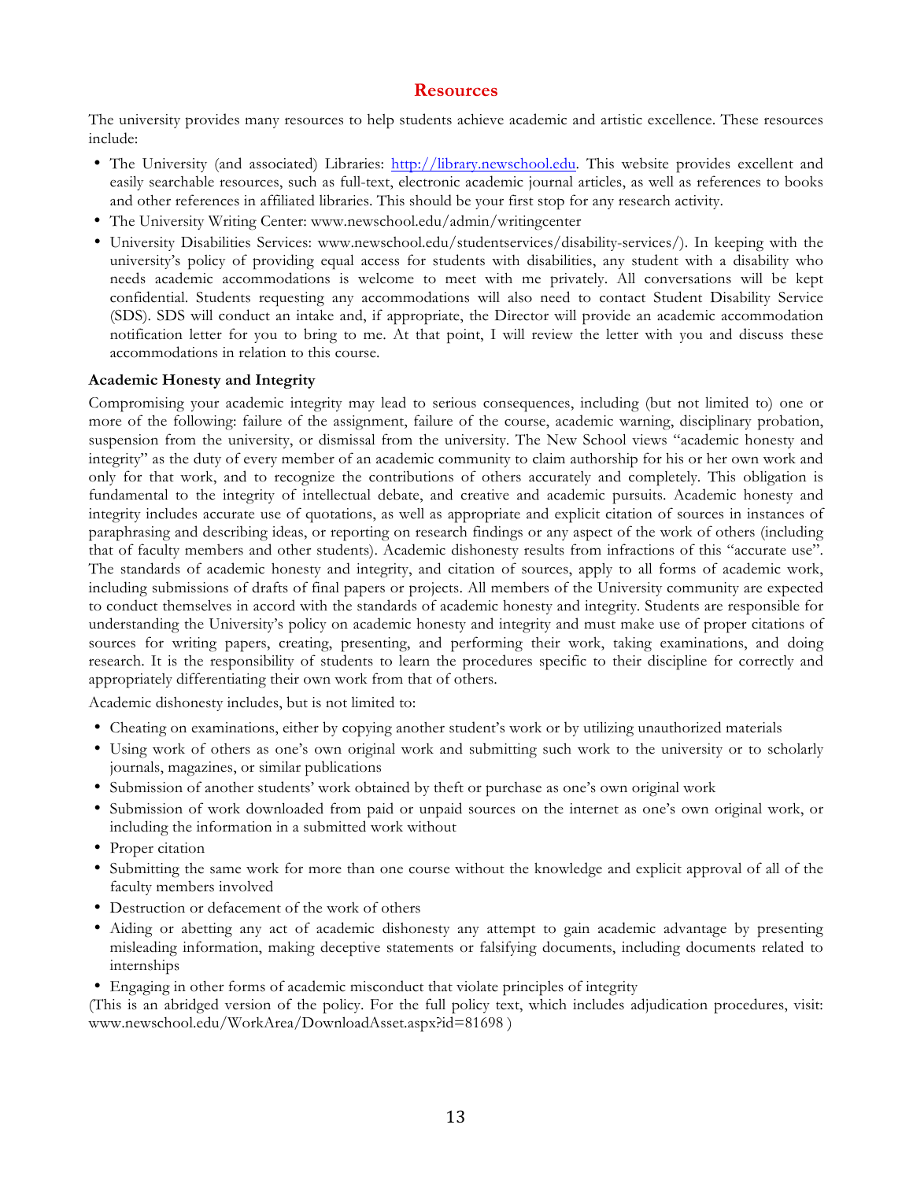## Resources

The university provides many resources to help students achieve academic and artistic excellence. These resources include:

- The University (and associated) Libraries: http://library.newschool.edu. This website provides excellent and easily searchable resources, such as full-text, electronic academic journal articles, as well as references to books and other references in affiliated libraries. This should be your first stop for any research activity.
- The University Writing Center: www.newschool.edu/admin/writingcenter
- University Disabilities Services: www.newschool.edu/studentservices/disability-services/). In keeping with the university's policy of providing equal access for students with disabilities, any student with a disability who needs academic accommodations is welcome to meet with me privately. All conversations will be kept confidential. Students requesting any accommodations will also need to contact Student Disability Service (SDS). SDS will conduct an intake and, if appropriate, the Director will provide an academic accommodation notification letter for you to bring to me. At that point, I will review the letter with you and discuss these accommodations in relation to this course.

**Academic Honesty and Integrity**

Compromising your academic integrity may lead to serious consequences, including (but not limited to) one or more of the following: failure of the assignment, failure of the course, academic warning, disciplinary probation, suspension from the university, or dismissal from the university. The New School views "academic honesty and integrity" as the duty of every member of an academic community to claim authorship for his or her own work and only for that work, and to recognize the contributions of others accurately and completely. This obligation is fundamental to the integrity of intellectual debate, and creative and academic pursuits. Academic honesty and integrity includes accurate use of quotations, as well as appropriate and explicit citation of sources in instances of paraphrasing and describing ideas, or reporting on research findings or any aspect of the work of others (including that of faculty members and other students). Academic dishonesty results from infractions of this "accurate use". The standards of academic honesty and integrity, and citation of sources, apply to all forms of academic work, including submissions of drafts of final papers or projects. All members of the University community are expected to conduct themselves in accord with the standards of academic honesty and integrity. Students are responsible for understanding the University's policy on academic honesty and integrity and must make use of proper citations of sources for writing papers, creating, presenting, and performing their work, taking examinations, and doing research. It is the responsibility of students to learn the procedures specific to their discipline for correctly and appropriately differentiating their own work from that of others.

Academic dishonesty includes, but is not limited to:

- Cheating on examinations, either by copying another student's work or by utilizing unauthorized materials
- Using work of others as one's own original work and submitting such work to the university or to scholarly journals, magazines, or similar publications
- Submission of another students' work obtained by theft or purchase as one's own original work
- Submission of work downloaded from paid or unpaid sources on the internet as one's own original work, or including the information in a submitted work without
- Proper citation
- Submitting the same work for more than one course without the knowledge and explicit approval of all of the faculty members involved
- Destruction or defacement of the work of others
- Aiding or abetting any act of academic dishonesty any attempt to gain academic advantage by presenting misleading information, making deceptive statements or falsifying documents, including documents related to internships
- Engaging in other forms of academic misconduct that violate principles of integrity

(This is an abridged version of the policy. For the full policy text, which includes adjudication procedures, visit: www.newschool.edu/WorkArea/DownloadAsset.aspx?id=81698 )